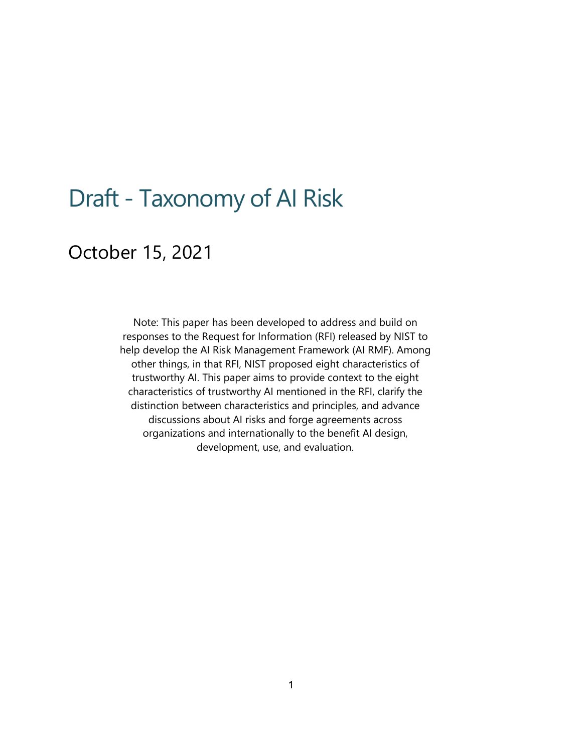# Draft - Taxonomy of AI Risk

## October 15, 2021

Note: This paper has been developed to address and build on responses to the Request for Information (RFI) released by NIST to help develop the AI Risk Management Framework (AI RMF). Among other things, in that RFI, NIST proposed eight characteristics of trustworthy AI. This paper aims to provide context to the eight characteristics of trustworthy AI mentioned in the RFI, clarify the distinction between characteristics and principles, and advance discussions about AI risks and forge agreements across organizations and internationally to the benefit AI design, development, use, and evaluation.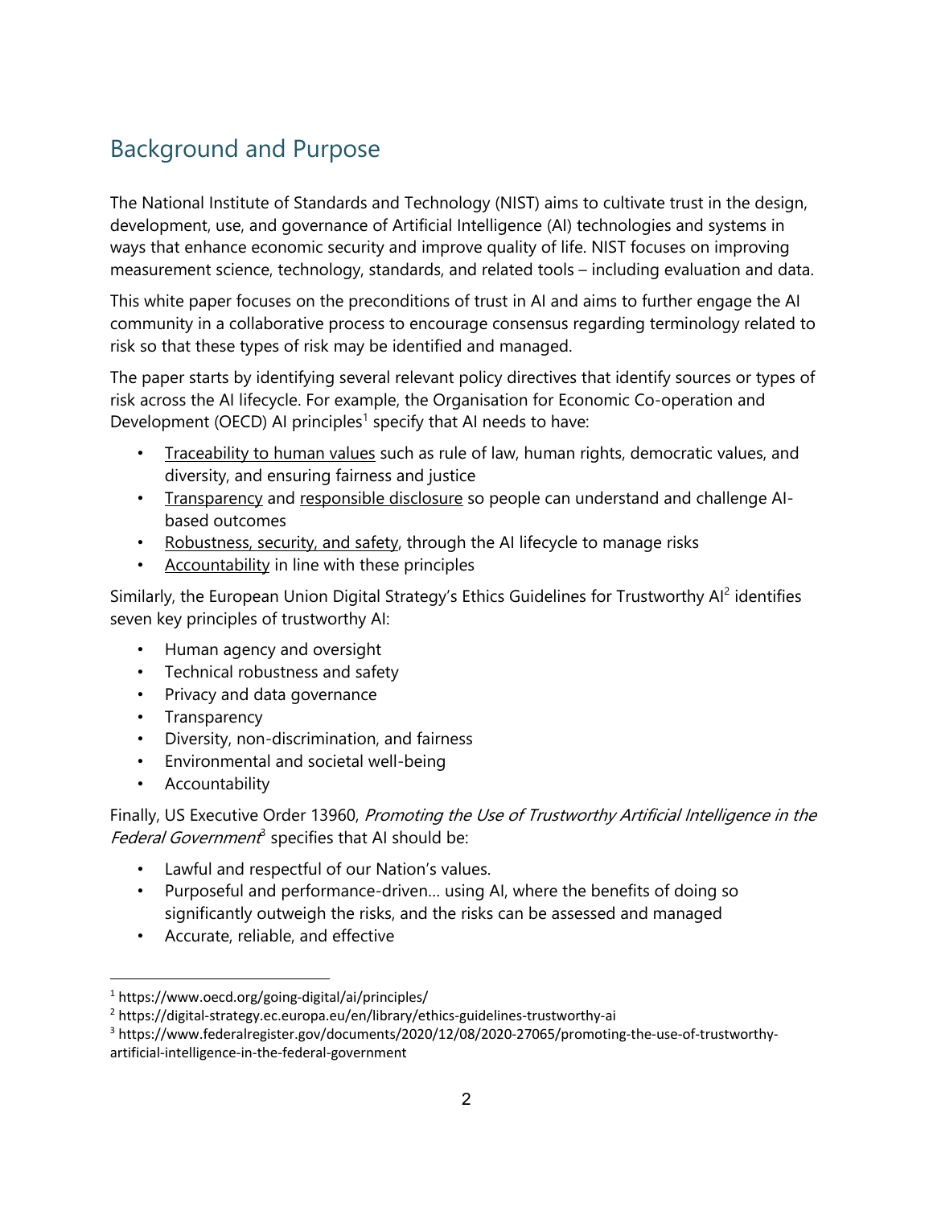## Background and Purpose

The National Institute of Standards and Technology (NIST) aims to cultivate trust in the design, development, use, and governance of Artificial Intelligence (AI) technologies and systems in ways that enhance economic security and improve quality of life. NIST focuses on improving measurement science, technology, standards, and related tools – including evaluation and data.

This white paper focuses on the preconditions of trust in AI and aims to further engage the AI community in a collaborative process to encourage consensus regarding terminology related to risk so that these types of risk may be identified and managed.

The paper starts by identifying several relevant policy directives that identify sources or types of risk across the AI lifecycle. For example, the Organisation for Economic Co-operation and Development (OECD) AI principles[1] specify that AI needs to have:

- Traceability to human values such as rule of law, human rights, democratic values, and diversity, and ensuring fairness and justice
- Transparency and responsible disclosure so people can understand and challenge AI-based outcomes
- Robustness, security, and safety, through the AI lifecycle to manage risks
- Accountability in line with these principles

Similarly, the European Union Digital Strategy's Ethics Guidelines for Trustworthy AI[2] identifies seven key principles of trustworthy AI:

- Human agency and oversight
- Technical robustness and safety
- Privacy and data governance
- Transparency
- Diversity, non-discrimination, and fairness
- Environmental and societal well-being
- Accountability

Finally, US Executive Order 13960, *Promoting the Use of Trustworthy Artificial Intelligence in the Federal Government*[3] specifies that AI should be:

- Lawful and respectful of our Nation's values.
- Purposeful and performance-driven… using AI, where the benefits of doing so significantly outweigh the risks, and the risks can be assessed and managed
- Accurate, reliable, and effective

[1] https://www.oecd.org/going-digital/ai/principles/

[2] https://digital-strategy.ec.europa.eu/en/library/ethics-guidelines-trustworthy-ai

[3] https://www.federalregister.gov/documents/2020/12/08/2020-27065/promoting-the-use-of-trustworthy-artificial-intelligence-in-the-federal-government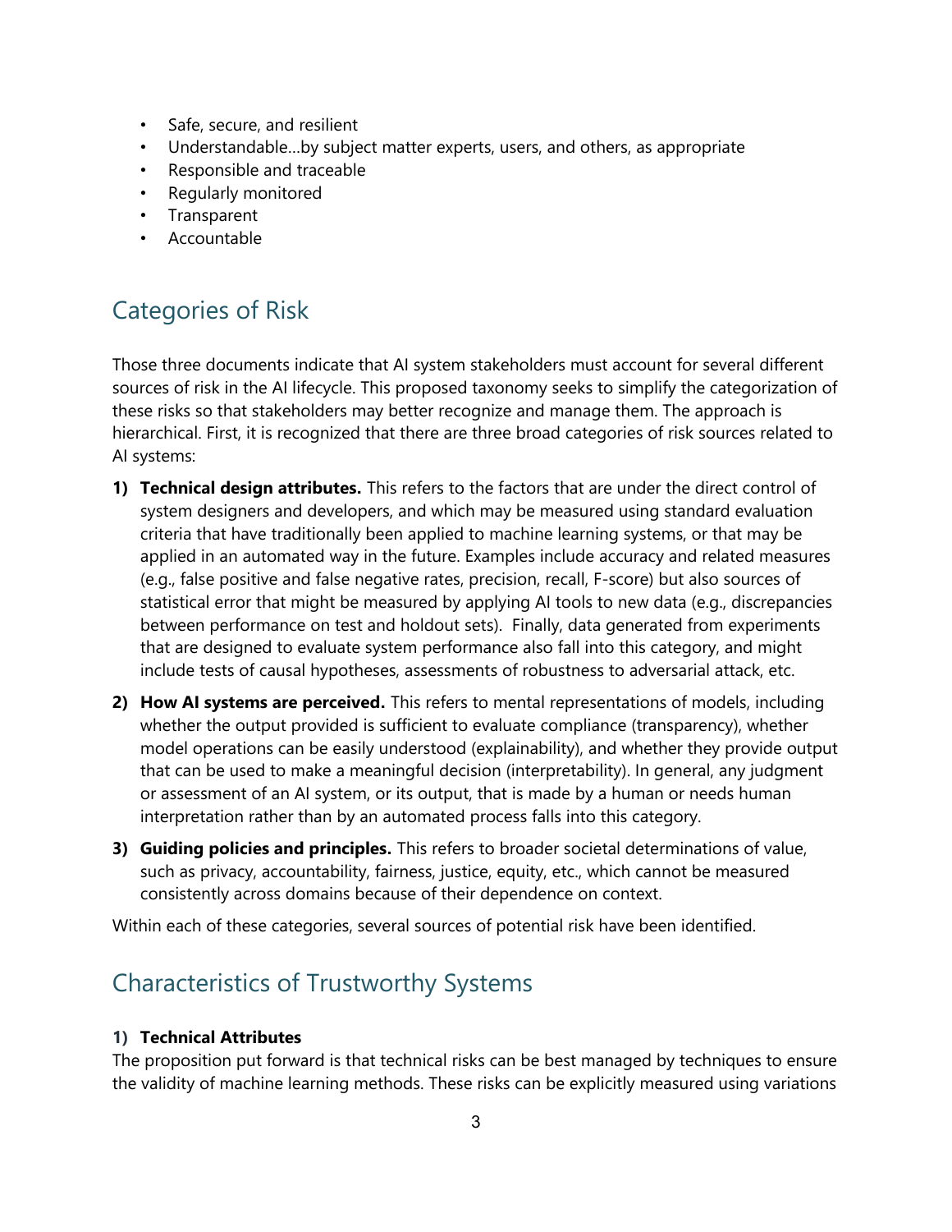- Safe, secure, and resilient
- Understandable…by subject matter experts, users, and others, as appropriate
- Responsible and traceable
- Regularly monitored
- Transparent
- Accountable

## Categories of Risk

Those three documents indicate that AI system stakeholders must account for several different sources of risk in the AI lifecycle. This proposed taxonomy seeks to simplify the categorization of these risks so that stakeholders may better recognize and manage them. The approach is hierarchical. First, it is recognized that there are three broad categories of risk sources related to AI systems:

1) **Technical design attributes.** This refers to the factors that are under the direct control of system designers and developers, and which may be measured using standard evaluation criteria that have traditionally been applied to machine learning systems, or that may be applied in an automated way in the future. Examples include accuracy and related measures (e.g., false positive and false negative rates, precision, recall, F-score) but also sources of statistical error that might be measured by applying AI tools to new data (e.g., discrepancies between performance on test and holdout sets). Finally, data generated from experiments that are designed to evaluate system performance also fall into this category, and might include tests of causal hypotheses, assessments of robustness to adversarial attack, etc.
2) **How AI systems are perceived.** This refers to mental representations of models, including whether the output provided is sufficient to evaluate compliance (transparency), whether model operations can be easily understood (explainability), and whether they provide output that can be used to make a meaningful decision (interpretability). In general, any judgment or assessment of an AI system, or its output, that is made by a human or needs human interpretation rather than by an automated process falls into this category.
3) **Guiding policies and principles.** This refers to broader societal determinations of value, such as privacy, accountability, fairness, justice, equity, etc., which cannot be measured consistently across domains because of their dependence on context.

Within each of these categories, several sources of potential risk have been identified.

## Characteristics of Trustworthy Systems

### 1) Technical Attributes

The proposition put forward is that technical risks can be best managed by techniques to ensure the validity of machine learning methods. These risks can be explicitly measured using variations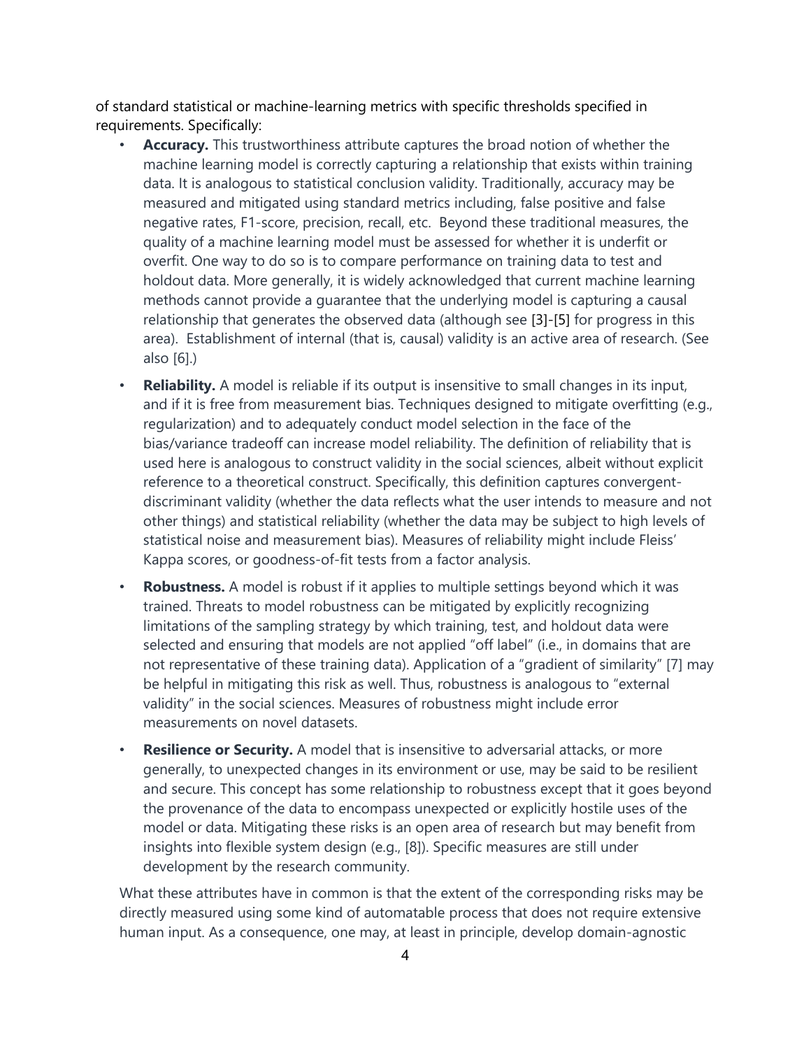of standard statistical or machine-learning metrics with specific thresholds specified in requirements. Specifically:

- **Accuracy.** This trustworthiness attribute captures the broad notion of whether the machine learning model is correctly capturing a relationship that exists within training data. It is analogous to statistical conclusion validity. Traditionally, accuracy may be measured and mitigated using standard metrics including, false positive and false negative rates, F1-score, precision, recall, etc. Beyond these traditional measures, the quality of a machine learning model must be assessed for whether it is underfit or overfit. One way to do so is to compare performance on training data to test and holdout data. More generally, it is widely acknowledged that current machine learning methods cannot provide a guarantee that the underlying model is capturing a causal relationship that generates the observed data (although see [3]-[5] for progress in this area). Establishment of internal (that is, causal) validity is an active area of research. (See also [6].)
- **Reliability.** A model is reliable if its output is insensitive to small changes in its input, and if it is free from measurement bias. Techniques designed to mitigate overfitting (e.g., regularization) and to adequately conduct model selection in the face of the bias/variance tradeoff can increase model reliability. The definition of reliability that is used here is analogous to construct validity in the social sciences, albeit without explicit reference to a theoretical construct. Specifically, this definition captures convergent-discriminant validity (whether the data reflects what the user intends to measure and not other things) and statistical reliability (whether the data may be subject to high levels of statistical noise and measurement bias). Measures of reliability might include Fleiss' Kappa scores, or goodness-of-fit tests from a factor analysis.
- **Robustness.** A model is robust if it applies to multiple settings beyond which it was trained. Threats to model robustness can be mitigated by explicitly recognizing limitations of the sampling strategy by which training, test, and holdout data were selected and ensuring that models are not applied "off label" (i.e., in domains that are not representative of these training data). Application of a "gradient of similarity" [7] may be helpful in mitigating this risk as well. Thus, robustness is analogous to "external validity" in the social sciences. Measures of robustness might include error measurements on novel datasets.
- **Resilience or Security.** A model that is insensitive to adversarial attacks, or more generally, to unexpected changes in its environment or use, may be said to be resilient and secure. This concept has some relationship to robustness except that it goes beyond the provenance of the data to encompass unexpected or explicitly hostile uses of the model or data. Mitigating these risks is an open area of research but may benefit from insights into flexible system design (e.g., [8]). Specific measures are still under development by the research community.

What these attributes have in common is that the extent of the corresponding risks may be directly measured using some kind of automatable process that does not require extensive human input. As a consequence, one may, at least in principle, develop domain-agnostic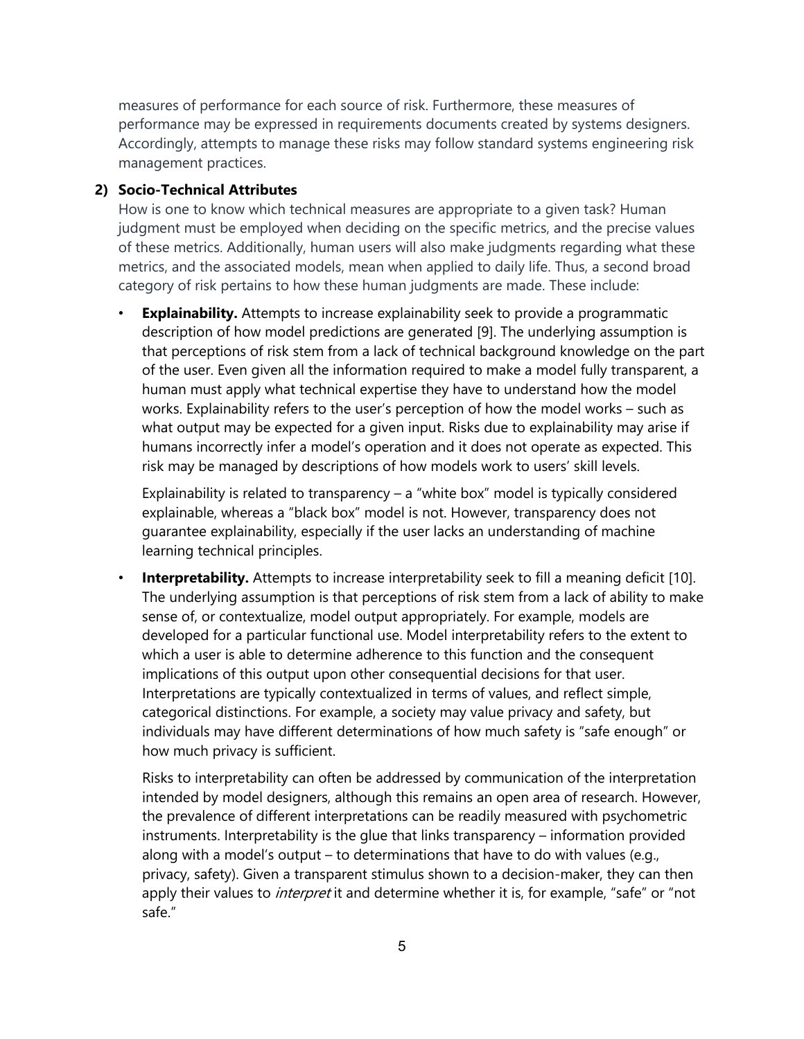measures of performance for each source of risk. Furthermore, these measures of performance may be expressed in requirements documents created by systems designers. Accordingly, attempts to manage these risks may follow standard systems engineering risk management practices.

**2) Socio-Technical Attributes**

How is one to know which technical measures are appropriate to a given task? Human judgment must be employed when deciding on the specific metrics, and the precise values of these metrics. Additionally, human users will also make judgments regarding what these metrics, and the associated models, mean when applied to daily life. Thus, a second broad category of risk pertains to how these human judgments are made. These include:

- **Explainability.** Attempts to increase explainability seek to provide a programmatic description of how model predictions are generated [9]. The underlying assumption is that perceptions of risk stem from a lack of technical background knowledge on the part of the user. Even given all the information required to make a model fully transparent, a human must apply what technical expertise they have to understand how the model works. Explainability refers to the user's perception of how the model works – such as what output may be expected for a given input. Risks due to explainability may arise if humans incorrectly infer a model's operation and it does not operate as expected. This risk may be managed by descriptions of how models work to users' skill levels.

  Explainability is related to transparency – a "white box" model is typically considered explainable, whereas a "black box" model is not. However, transparency does not guarantee explainability, especially if the user lacks an understanding of machine learning technical principles.

- **Interpretability.** Attempts to increase interpretability seek to fill a meaning deficit [10]. The underlying assumption is that perceptions of risk stem from a lack of ability to make sense of, or contextualize, model output appropriately. For example, models are developed for a particular functional use. Model interpretability refers to the extent to which a user is able to determine adherence to this function and the consequent implications of this output upon other consequential decisions for that user. Interpretations are typically contextualized in terms of values, and reflect simple, categorical distinctions. For example, a society may value privacy and safety, but individuals may have different determinations of how much safety is "safe enough" or how much privacy is sufficient.

  Risks to interpretability can often be addressed by communication of the interpretation intended by model designers, although this remains an open area of research. However, the prevalence of different interpretations can be readily measured with psychometric instruments. Interpretability is the glue that links transparency – information provided along with a model's output – to determinations that have to do with values (e.g., privacy, safety). Given a transparent stimulus shown to a decision-maker, they can then apply their values to *interpret* it and determine whether it is, for example, "safe" or "not safe."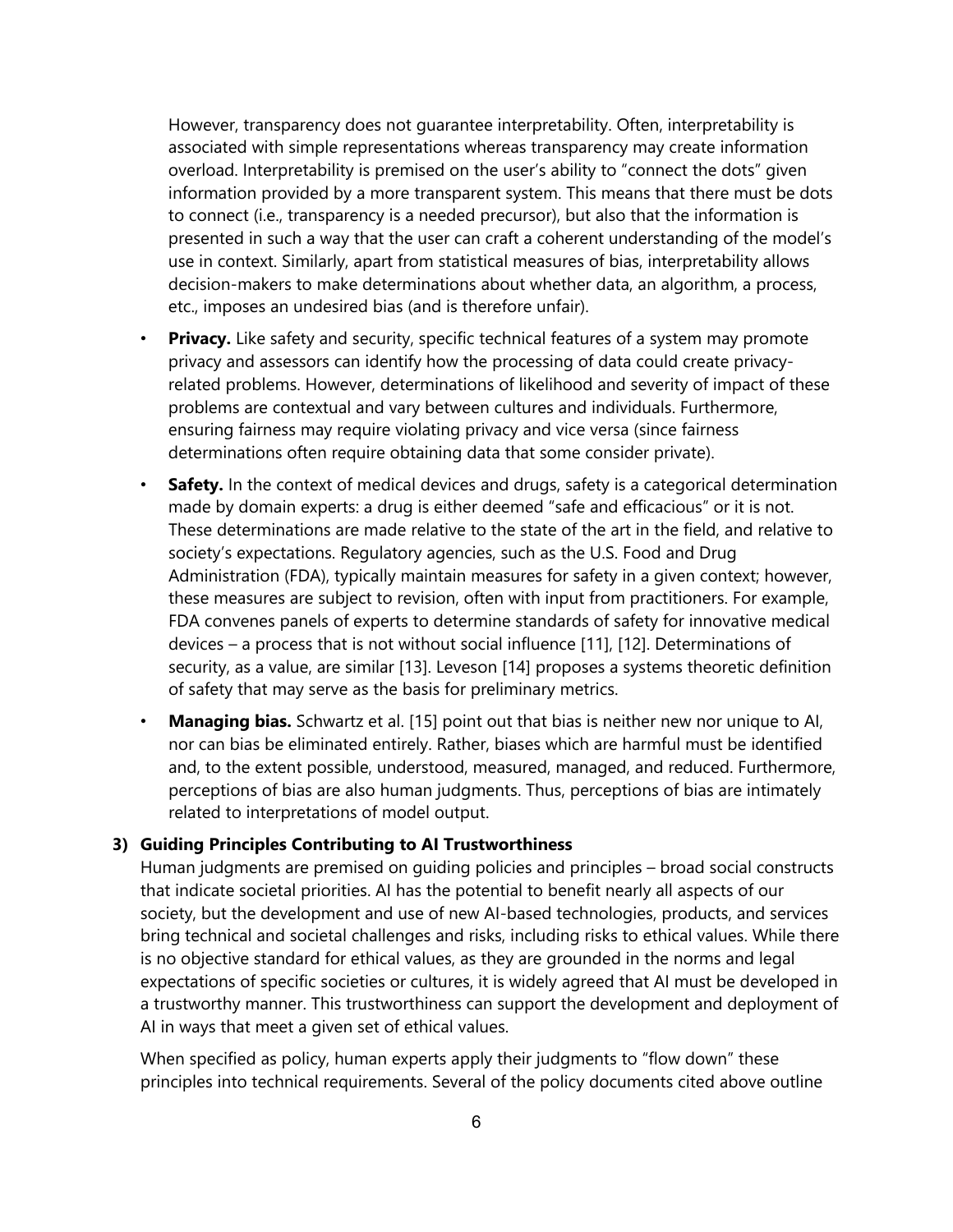However, transparency does not guarantee interpretability. Often, interpretability is associated with simple representations whereas transparency may create information overload. Interpretability is premised on the user's ability to "connect the dots" given information provided by a more transparent system. This means that there must be dots to connect (i.e., transparency is a needed precursor), but also that the information is presented in such a way that the user can craft a coherent understanding of the model's use in context. Similarly, apart from statistical measures of bias, interpretability allows decision-makers to make determinations about whether data, an algorithm, a process, etc., imposes an undesired bias (and is therefore unfair).

- **Privacy.** Like safety and security, specific technical features of a system may promote privacy and assessors can identify how the processing of data could create privacy-related problems. However, determinations of likelihood and severity of impact of these problems are contextual and vary between cultures and individuals. Furthermore, ensuring fairness may require violating privacy and vice versa (since fairness determinations often require obtaining data that some consider private).
- **Safety.** In the context of medical devices and drugs, safety is a categorical determination made by domain experts: a drug is either deemed "safe and efficacious" or it is not. These determinations are made relative to the state of the art in the field, and relative to society's expectations. Regulatory agencies, such as the U.S. Food and Drug Administration (FDA), typically maintain measures for safety in a given context; however, these measures are subject to revision, often with input from practitioners. For example, FDA convenes panels of experts to determine standards of safety for innovative medical devices – a process that is not without social influence [11], [12]. Determinations of security, as a value, are similar [13]. Leveson [14] proposes a systems theoretic definition of safety that may serve as the basis for preliminary metrics.
- **Managing bias.** Schwartz et al. [15] point out that bias is neither new nor unique to AI, nor can bias be eliminated entirely. Rather, biases which are harmful must be identified and, to the extent possible, understood, measured, managed, and reduced. Furthermore, perceptions of bias are also human judgments. Thus, perceptions of bias are intimately related to interpretations of model output.

### 3) Guiding Principles Contributing to AI Trustworthiness

Human judgments are premised on guiding policies and principles – broad social constructs that indicate societal priorities. AI has the potential to benefit nearly all aspects of our society, but the development and use of new AI-based technologies, products, and services bring technical and societal challenges and risks, including risks to ethical values. While there is no objective standard for ethical values, as they are grounded in the norms and legal expectations of specific societies or cultures, it is widely agreed that AI must be developed in a trustworthy manner. This trustworthiness can support the development and deployment of AI in ways that meet a given set of ethical values.

When specified as policy, human experts apply their judgments to "flow down" these principles into technical requirements. Several of the policy documents cited above outline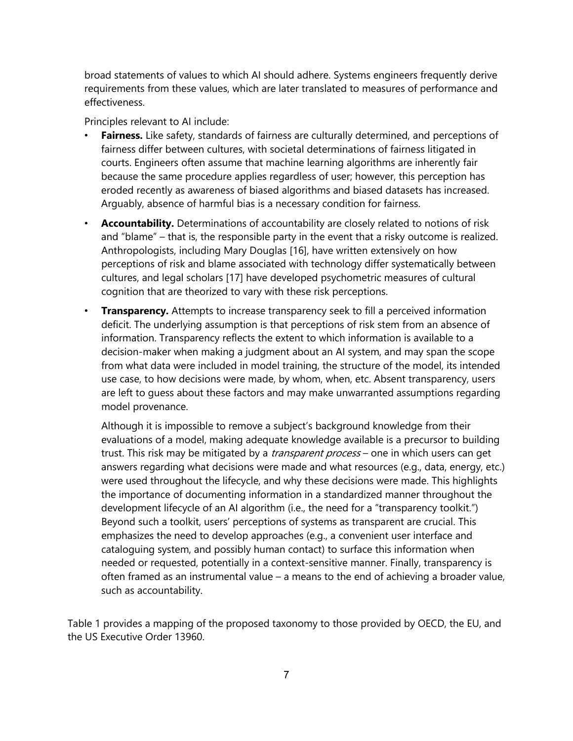broad statements of values to which AI should adhere. Systems engineers frequently derive requirements from these values, which are later translated to measures of performance and effectiveness.

Principles relevant to AI include:

- **Fairness.** Like safety, standards of fairness are culturally determined, and perceptions of fairness differ between cultures, with societal determinations of fairness litigated in courts. Engineers often assume that machine learning algorithms are inherently fair because the same procedure applies regardless of user; however, this perception has eroded recently as awareness of biased algorithms and biased datasets has increased. Arguably, absence of harmful bias is a necessary condition for fairness.
- **Accountability.** Determinations of accountability are closely related to notions of risk and "blame" – that is, the responsible party in the event that a risky outcome is realized. Anthropologists, including Mary Douglas [16], have written extensively on how perceptions of risk and blame associated with technology differ systematically between cultures, and legal scholars [17] have developed psychometric measures of cultural cognition that are theorized to vary with these risk perceptions.
- **Transparency.** Attempts to increase transparency seek to fill a perceived information deficit. The underlying assumption is that perceptions of risk stem from an absence of information. Transparency reflects the extent to which information is available to a decision-maker when making a judgment about an AI system, and may span the scope from what data were included in model training, the structure of the model, its intended use case, to how decisions were made, by whom, when, etc. Absent transparency, users are left to guess about these factors and may make unwarranted assumptions regarding model provenance.

  Although it is impossible to remove a subject's background knowledge from their evaluations of a model, making adequate knowledge available is a precursor to building trust. This risk may be mitigated by a *transparent process* – one in which users can get answers regarding what decisions were made and what resources (e.g., data, energy, etc.) were used throughout the lifecycle, and why these decisions were made. This highlights the importance of documenting information in a standardized manner throughout the development lifecycle of an AI algorithm (i.e., the need for a "transparency toolkit.") Beyond such a toolkit, users' perceptions of systems as transparent are crucial. This emphasizes the need to develop approaches (e.g., a convenient user interface and cataloguing system, and possibly human contact) to surface this information when needed or requested, potentially in a context-sensitive manner. Finally, transparency is often framed as an instrumental value – a means to the end of achieving a broader value, such as accountability.

Table 1 provides a mapping of the proposed taxonomy to those provided by OECD, the EU, and the US Executive Order 13960.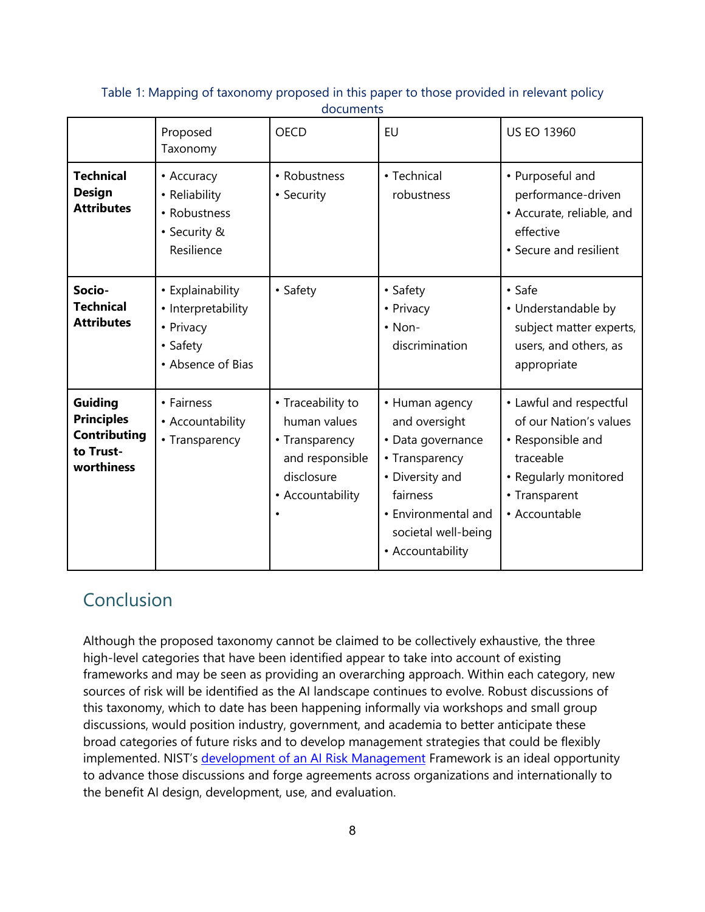Table 1: Mapping of taxonomy proposed in this paper to those provided in relevant policy documents

| | Proposed Taxonomy | OECD | EU | US EO 13960 |
|---|---|---|---|---|
| **Technical Design Attributes** | • Accuracy<br>• Reliability<br>• Robustness<br>• Security & Resilience | • Robustness<br>• Security | • Technical robustness | • Purposeful and performance-driven<br>• Accurate, reliable, and effective<br>• Secure and resilient |
| **Socio-Technical Attributes** | • Explainability<br>• Interpretability<br>• Privacy<br>• Safety<br>• Absence of Bias | • Safety | • Safety<br>• Privacy<br>• Non-discrimination | • Safe<br>• Understandable by subject matter experts, users, and others, as appropriate |
| **Guiding Principles Contributing to Trust-worthiness** | • Fairness<br>• Accountability<br>• Transparency | • Traceability to human values<br>• Transparency and responsible disclosure<br>• Accountability<br>• | • Human agency and oversight<br>• Data governance<br>• Transparency<br>• Diversity and fairness<br>• Environmental and societal well-being<br>• Accountability | • Lawful and respectful of our Nation's values<br>• Responsible and traceable<br>• Regularly monitored<br>• Transparent<br>• Accountable |

## Conclusion

Although the proposed taxonomy cannot be claimed to be collectively exhaustive, the three high-level categories that have been identified appear to take into account of existing frameworks and may be seen as providing an overarching approach. Within each category, new sources of risk will be identified as the AI landscape continues to evolve. Robust discussions of this taxonomy, which to date has been happening informally via workshops and small group discussions, would position industry, government, and academia to better anticipate these broad categories of future risks and to develop management strategies that could be flexibly implemented. NIST's development of an AI Risk Management Framework is an ideal opportunity to advance those discussions and forge agreements across organizations and internationally to the benefit AI design, development, use, and evaluation.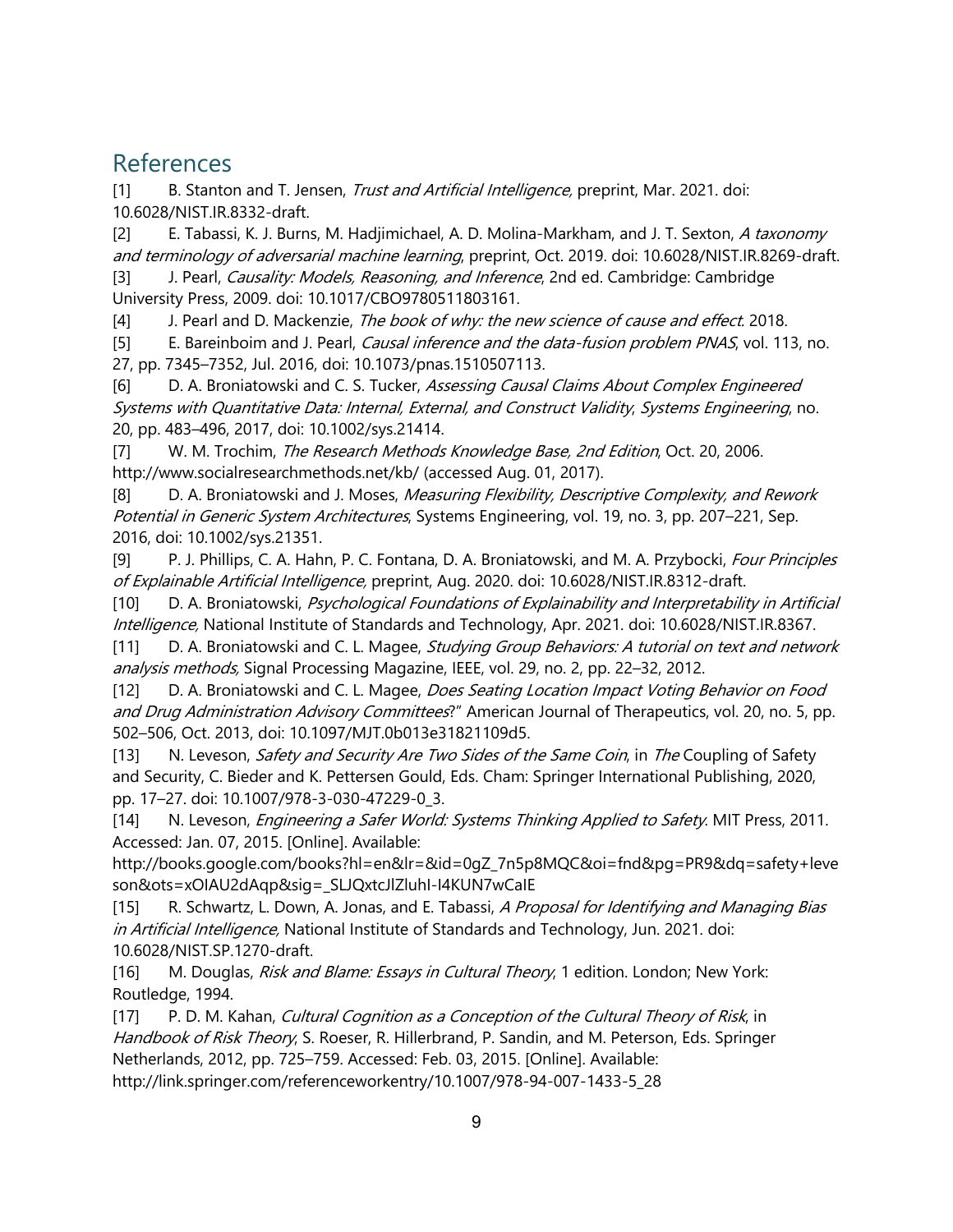## References

[1] B. Stanton and T. Jensen, *Trust and Artificial Intelligence,* preprint, Mar. 2021. doi: 10.6028/NIST.IR.8332-draft.

[2] E. Tabassi, K. J. Burns, M. Hadjimichael, A. D. Molina-Markham, and J. T. Sexton, *A taxonomy and terminology of adversarial machine learning*, preprint, Oct. 2019. doi: 10.6028/NIST.IR.8269-draft.

[3] J. Pearl, *Causality: Models, Reasoning, and Inference*, 2nd ed. Cambridge: Cambridge University Press, 2009. doi: 10.1017/CBO9780511803161.

[4] J. Pearl and D. Mackenzie, *The book of why: the new science of cause and effect*. 2018.

[5] E. Bareinboim and J. Pearl, *Causal inference and the data-fusion problem PNAS*, vol. 113, no. 27, pp. 7345–7352, Jul. 2016, doi: 10.1073/pnas.1510507113.

[6] D. A. Broniatowski and C. S. Tucker, *Assessing Causal Claims About Complex Engineered Systems with Quantitative Data: Internal, External, and Construct Validity*, *Systems Engineering*, no. 20, pp. 483–496, 2017, doi: 10.1002/sys.21414.

[7] W. M. Trochim, *The Research Methods Knowledge Base, 2nd Edition*, Oct. 20, 2006. http://www.socialresearchmethods.net/kb/ (accessed Aug. 01, 2017).

[8] D. A. Broniatowski and J. Moses, *Measuring Flexibility, Descriptive Complexity, and Rework Potential in Generic System Architectures*, Systems Engineering, vol. 19, no. 3, pp. 207–221, Sep. 2016, doi: 10.1002/sys.21351.

[9] P. J. Phillips, C. A. Hahn, P. C. Fontana, D. A. Broniatowski, and M. A. Przybocki, *Four Principles of Explainable Artificial Intelligence,* preprint, Aug. 2020. doi: 10.6028/NIST.IR.8312-draft.

[10] D. A. Broniatowski, *Psychological Foundations of Explainability and Interpretability in Artificial Intelligence,* National Institute of Standards and Technology, Apr. 2021. doi: 10.6028/NIST.IR.8367.

[11] D. A. Broniatowski and C. L. Magee, *Studying Group Behaviors: A tutorial on text and network analysis methods,* Signal Processing Magazine, IEEE, vol. 29, no. 2, pp. 22–32, 2012.

[12] D. A. Broniatowski and C. L. Magee, *Does Seating Location Impact Voting Behavior on Food and Drug Administration Advisory Committees*?" American Journal of Therapeutics, vol. 20, no. 5, pp. 502–506, Oct. 2013, doi: 10.1097/MJT.0b013e31821109d5.

[13] N. Leveson, *Safety and Security Are Two Sides of the Same Coin*, in *The* Coupling of Safety and Security, C. Bieder and K. Pettersen Gould, Eds. Cham: Springer International Publishing, 2020, pp. 17–27. doi: 10.1007/978-3-030-47229-0_3.

[14] N. Leveson, *Engineering a Safer World: Systems Thinking Applied to Safety*. MIT Press, 2011. Accessed: Jan. 07, 2015. [Online]. Available: http://books.google.com/books?hl=en&lr=&id=0gZ_7n5p8MQC&oi=fnd&pg=PR9&dq=safety+leveson&ots=xOIAU2dAqp&sig=_SLJQxtcJlZluhI-I4KUN7wCaIE

[15] R. Schwartz, L. Down, A. Jonas, and E. Tabassi, *A Proposal for Identifying and Managing Bias in Artificial Intelligence,* National Institute of Standards and Technology, Jun. 2021. doi: 10.6028/NIST.SP.1270-draft.

[16] M. Douglas, *Risk and Blame: Essays in Cultural Theory*, 1 edition. London; New York: Routledge, 1994.

[17] P. D. M. Kahan, *Cultural Cognition as a Conception of the Cultural Theory of Risk*, in *Handbook of Risk Theory*, S. Roeser, R. Hillerbrand, P. Sandin, and M. Peterson, Eds. Springer Netherlands, 2012, pp. 725–759. Accessed: Feb. 03, 2015. [Online]. Available: http://link.springer.com/referenceworkentry/10.1007/978-94-007-1433-5_28